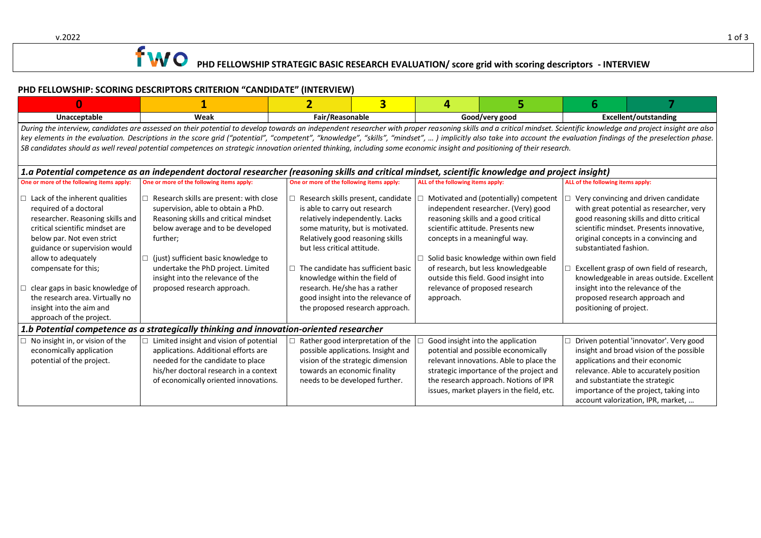fwo **PHD FELLOWSHIP STRATEGIC BASIC RESEARCH EVALUATION/ score grid with scoring descriptors - INTERVIEW**

## PHD FELLOWSHIP: SCORING DESCRIPTORS CRITERION "CANDIDATE" (INTERVIEW)

| 0 | 1 | 2 | 3 | 4 | 5 | 6 | 7 |
|---|---|---|---|---|---|---|---|
| Unacceptable | Weak | Fair/Reasonable | | Good/very good | | Excellent/outstanding | |

*During the interview, candidates are assessed on their potential to develop towards an independent researcher with proper reasoning skills and a critical mindset. Scientific knowledge and project insight are also key elements in the evaluation. Descriptions in the score grid ("potential", "competent", "knowledge", "skills", "mindset", … ) implicitly also take into account the evaluation findings of the preselection phase. SB candidates should as well reveal potential competences on strategic innovation oriented thinking, including some economic insight and positioning of their research.*

### 1.a Potential competence as an independent doctoral researcher (reasoning skills and critical mindset, scientific knowledge and project insight)

| 0 – Unacceptable | 1 – Weak | 2–3 – Fair/Reasonable | 4–5 – Good/very good | 6–7 – Excellent/outstanding |
|---|---|---|---|---|
| One or more of the following items apply: | One or more of the following items apply: | One or more of the following items apply: | ALL of the following items apply: | ALL of the following items apply: |
| ☐ Lack of the inherent qualities required of a doctoral researcher. Reasoning skills and critical scientific mindset are below par. Not even strict guidance or supervision would allow to adequately compensate for this; | ☐ Research skills are present: with close supervision, able to obtain a PhD. Reasoning skills and critical mindset below average and to be developed further; | ☐ Research skills present, candidate is able to carry out research relatively independently. Lacks some maturity, but is motivated. Relatively good reasoning skills but less critical attitude. | ☐ Motivated and (potentially) competent independent researcher. (Very) good reasoning skills and a good critical scientific attitude. Presents new concepts in a meaningful way. | ☐ Very convincing and driven candidate with great potential as researcher, very good reasoning skills and ditto critical scientific mindset. Presents innovative, original concepts in a convincing and substantiated fashion. |
| ☐ clear gaps in basic knowledge of the research area. Virtually no insight into the aim and approach of the project. | ☐ (just) sufficient basic knowledge to undertake the PhD project. Limited insight into the relevance of the proposed research approach. | ☐ The candidate has sufficient basic knowledge within the field of research. He/she has a rather good insight into the relevance of the proposed research approach. | ☐ Solid basic knowledge within own field of research, but less knowledgeable outside this field. Good insight into relevance of proposed research approach. | ☐ Excellent grasp of own field of research, knowledgeable in areas outside. Excellent insight into the relevance of the proposed research approach and positioning of project. |

### 1.b Potential competence as a strategically thinking and innovation-oriented researcher

| 0 – Unacceptable | 1 – Weak | 2–3 – Fair/Reasonable | 4–5 – Good/very good | 6–7 – Excellent/outstanding |
|---|---|---|---|---|
| ☐ No insight in, or vision of the economically application potential of the project. | ☐ Limited insight and vision of potential applications. Additional efforts are needed for the candidate to place his/her doctoral research in a context of economically oriented innovations. | ☐ Rather good interpretation of the possible applications. Insight and vision of the strategic dimension towards an economic finality needs to be developed further. | ☐ Good insight into the application potential and possible economically relevant innovations. Able to place the strategic importance of the project and the research approach. Notions of IPR issues, market players in the field, etc. | ☐ Driven potential 'innovator'. Very good insight and broad vision of the possible applications and their economic relevance. Able to accurately position and substantiate the strategic importance of the project, taking into account valorization, IPR, market, … |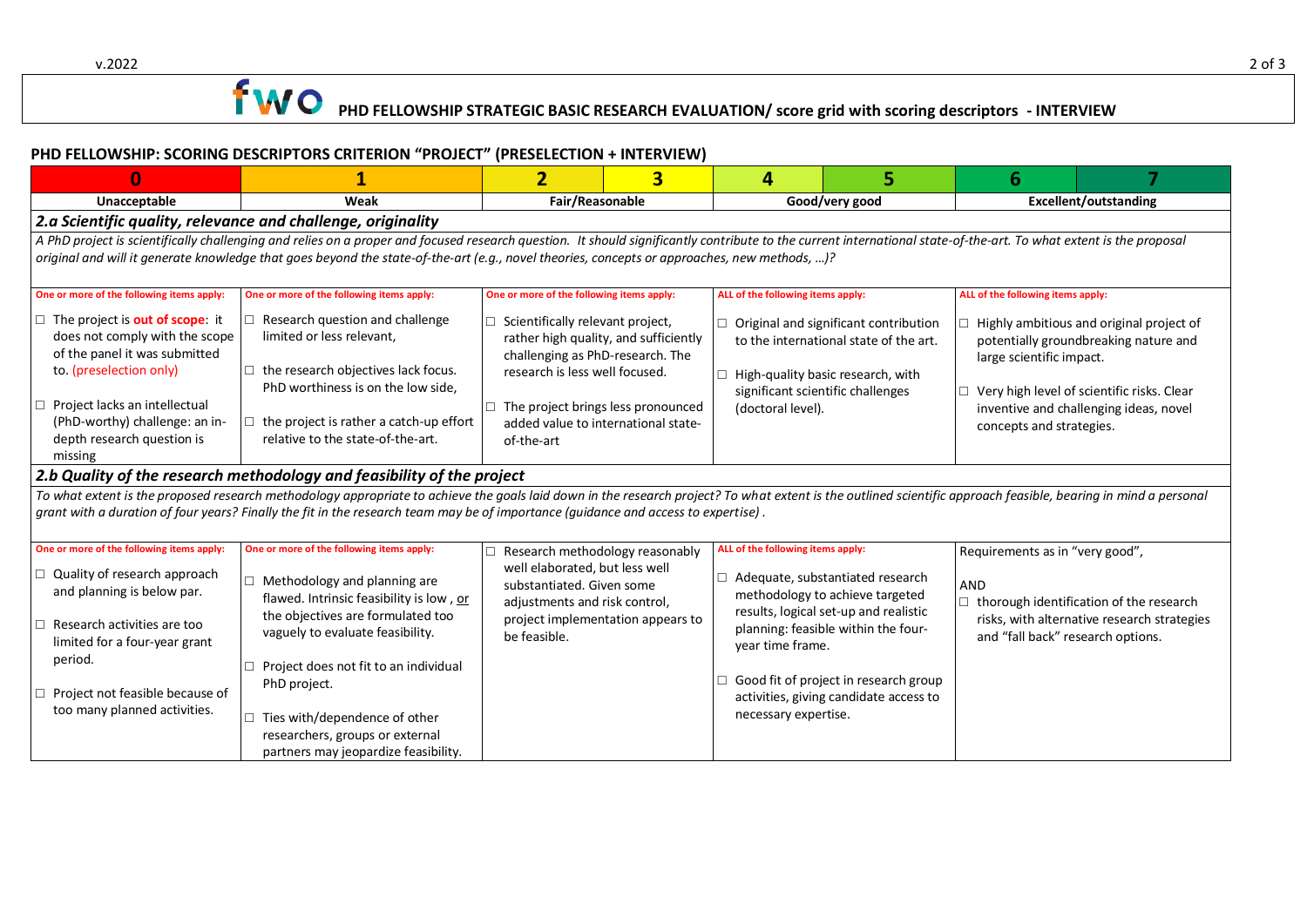# fwo PHD FELLOWSHIP STRATEGIC BASIC RESEARCH EVALUATION/ score grid with scoring descriptors - INTERVIEW

## PHD FELLOWSHIP: SCORING DESCRIPTORS CRITERION "PROJECT" (PRESELECTION + INTERVIEW)

| 0 | 1 | 2 | 3 | 4 | 5 | 6 | 7 |
|---|---|---|---|---|---|---|---|
| Unacceptable | Weak | Fair/Reasonable | | Good/very good | | Excellent/outstanding | |
| ***2.a Scientific quality, relevance and challenge, originality*** | | | | | | | |
| *A PhD project is scientifically challenging and relies on a proper and focused research question. It should significantly contribute to the current international state-of-the-art. To what extent is the proposal original and will it generate knowledge that goes beyond the state-of-the-art (e.g., novel theories, concepts or approaches, new methods, …)?* | | | | | | | |
| **One or more of the following items apply:**<br>☐ The project is **out of scope**: it does not comply with the scope of the panel it was submitted to. (preselection only)<br>☐ Project lacks an intellectual (PhD-worthy) challenge: an in-depth research question is missing | **One or more of the following items apply:**<br>☐ Research question and challenge limited or less relevant,<br>☐ the research objectives lack focus. PhD worthiness is on the low side,<br>☐ the project is rather a catch-up effort relative to the state-of-the-art. | **One or more of the following items apply:**<br>☐ Scientifically relevant project, rather high quality, and sufficiently challenging as PhD-research. The research is less well focused.<br>☐ The project brings less pronounced added value to international state-of-the-art | | **ALL of the following items apply:**<br>☐ Original and significant contribution to the international state of the art.<br>☐ High-quality basic research, with significant scientific challenges (doctoral level). | | **ALL of the following items apply:**<br>☐ Highly ambitious and original project of potentially groundbreaking nature and large scientific impact.<br>☐ Very high level of scientific risks. Clear inventive and challenging ideas, novel concepts and strategies. | |
| ***2.b Quality of the research methodology and feasibility of the project*** | | | | | | | |
| *To what extent is the proposed research methodology appropriate to achieve the goals laid down in the research project? To what extent is the outlined scientific approach feasible, bearing in mind a personal grant with a duration of four years? Finally the fit in the research team may be of importance (guidance and access to expertise).* | | | | | | | |
| **One or more of the following items apply:**<br>☐ Quality of research approach and planning is below par.<br>☐ Research activities are too limited for a four-year grant period.<br>☐ Project not feasible because of too many planned activities. | **One or more of the following items apply:**<br>☐ Methodology and planning are flawed. Intrinsic feasibility is low , <u>or</u> the objectives are formulated too vaguely to evaluate feasibility.<br>☐ Project does not fit to an individual PhD project.<br>☐ Ties with/dependence of other researchers, groups or external partners may jeopardize feasibility. | ☐ Research methodology reasonably well elaborated, but less well substantiated. Given some adjustments and risk control, project implementation appears to be feasible. | | **ALL of the following items apply:**<br>☐ Adequate, substantiated research methodology to achieve targeted results, logical set-up and realistic planning: feasible within the four-year time frame.<br>☐ Good fit of project in research group activities, giving candidate access to necessary expertise. | | Requirements as in "very good",<br>AND<br>☐ thorough identification of the research risks, with alternative research strategies and "fall back" research options. | |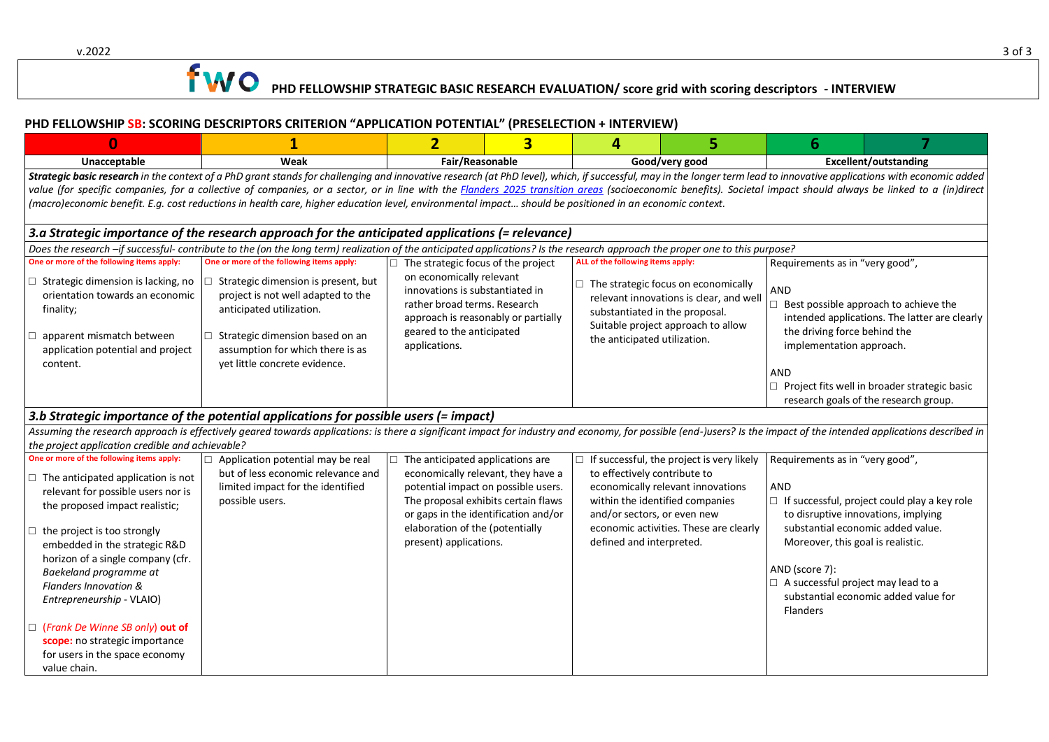# PHD FELLOWSHIP STRATEGIC BASIC RESEARCH EVALUATION/ score grid with scoring descriptors - INTERVIEW

## PHD FELLOWSHIP SB: SCORING DESCRIPTORS CRITERION "APPLICATION POTENTIAL" (PRESELECTION + INTERVIEW)

| 0 | 1 | 2 | 3 | 4 | 5 | 6 | 7 |
|---|---|---|---|---|---|---|---|
| Unacceptable | Weak | Fair/Reasonable | | Good/very good | | Excellent/outstanding | |

***Strategic basic research*** *in the context of a PhD grant stands for challenging and innovative research (at PhD level), which, if successful, may in the longer term lead to innovative applications with economic added value (for specific companies, for a collective of companies, or a sector, or in line with the [Flanders 2025 transition areas] (socioeconomic benefits). Societal impact should always be linked to a (in)direct (macro)economic benefit. E.g. cost reductions in health care, higher education level, environmental impact… should be positioned in an economic context.*

### 3.a Strategic importance of the research approach for the anticipated applications (= relevance)

*Does the research –if successful- contribute to the (on the long term) realization of the anticipated applications? Is the research approach the proper one to this purpose?*

| 0 | 1 | 2–3 | 4–5 | 6–7 |
|---|---|---|---|---|
| **One or more of the following items apply:**<br>☐ Strategic dimension is lacking, no orientation towards an economic finality;<br>☐ apparent mismatch between application potential and project content. | **One or more of the following items apply:**<br>☐ Strategic dimension is present, but project is not well adapted to the anticipated utilization.<br>☐ Strategic dimension based on an assumption for which there is as yet little concrete evidence. | ☐ The strategic focus of the project on economically relevant innovations is substantiated in rather broad terms. Research approach is reasonably or partially geared to the anticipated applications. | **ALL of the following items apply:**<br>☐ The strategic focus on economically relevant innovations is clear, and well substantiated in the proposal. Suitable project approach to allow the anticipated utilization. | Requirements as in "very good",<br>AND<br>☐ Best possible approach to achieve the intended applications. The latter are clearly the driving force behind the implementation approach.<br>AND<br>☐ Project fits well in broader strategic basic research goals of the research group. |

### 3.b Strategic importance of the potential applications for possible users (= impact)

*Assuming the research approach is effectively geared towards applications: is there a significant impact for industry and economy, for possible (end-)users? Is the impact of the intended applications described in the project application credible and achievable?*

| 0 | 1 | 2–3 | 4–5 | 6–7 |
|---|---|---|---|---|
| **One or more of the following items apply:**<br>☐ The anticipated application is not relevant for possible users nor is the proposed impact realistic;<br>☐ the project is too strongly embedded in the strategic R&D horizon of a single company (cfr. *Baekeland programme at Flanders Innovation & Entrepreneurship* - VLAIO)<br>☐ (*Frank De Winne SB only*) **out of scope:** no strategic importance for users in the space economy value chain. | ☐ Application potential may be real but of less economic relevance and limited impact for the identified possible users. | ☐ The anticipated applications are economically relevant, they have a potential impact on possible users. The proposal exhibits certain flaws or gaps in the identification and/or elaboration of the (potentially present) applications. | ☐ If successful, the project is very likely to effectively contribute to economically relevant innovations within the identified companies and/or sectors, or even new economic activities. These are clearly defined and interpreted. | Requirements as in "very good",<br>AND<br>☐ If successful, project could play a key role to disruptive innovations, implying substantial economic added value. Moreover, this goal is realistic.<br>AND (score 7):<br>☐ A successful project may lead to a substantial economic added value for Flanders |